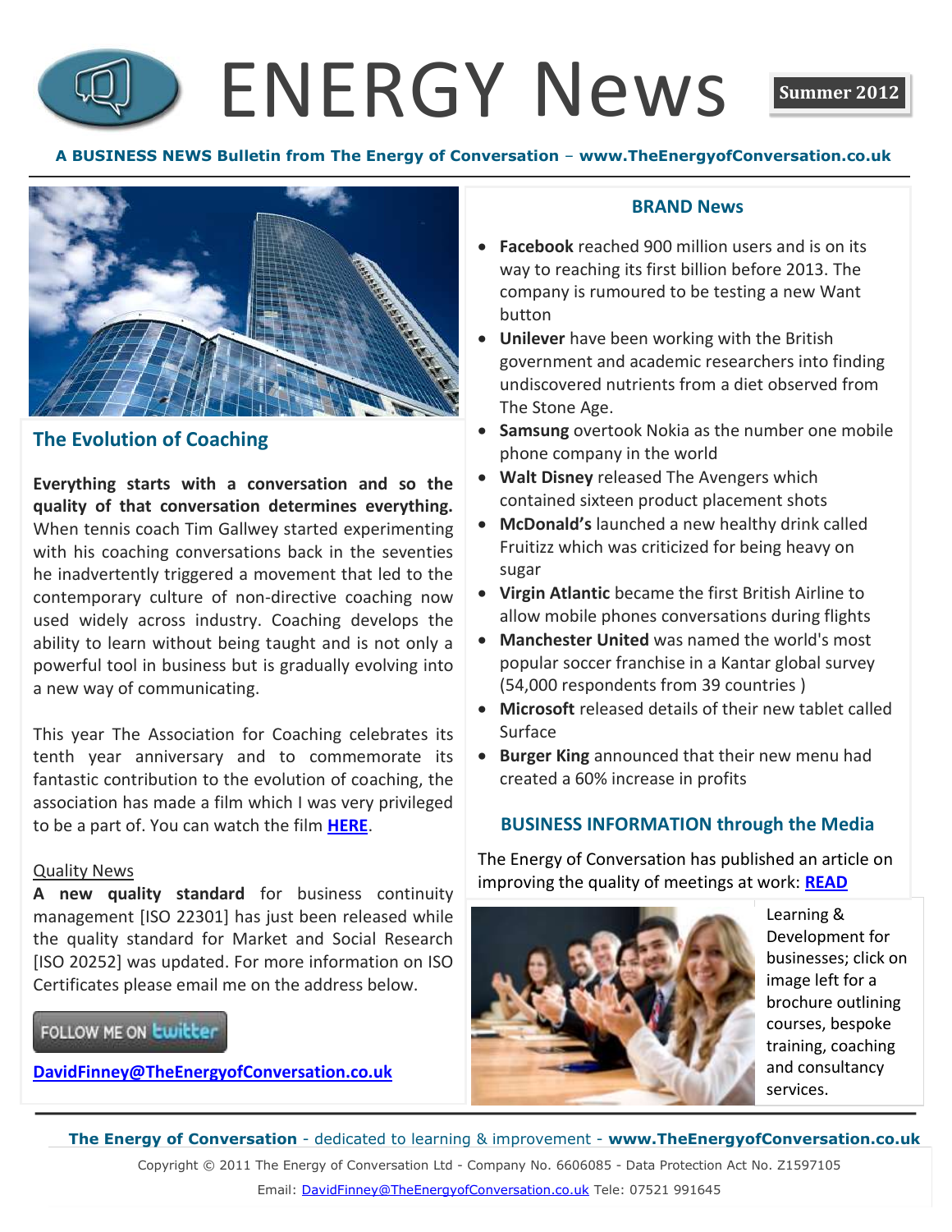# ENERGY News

**Summer 2012**

**A BUSINESS NEWS Bulletin from The Energy of Conversation – www.TheEnergyofConversation.co.uk**

## The Evolution of Coaching

**Everything starts with a conversation and so the quality of that conversation determines everything.** When tennis coach Tim Gallwey started experimenting with his coaching conversations back in the seventies he inadvertently triggered a movement that led to the contemporary culture of non-directive coaching now used widely across industry. Coaching develops the ability to learn without being taught and is not only a powerful tool in business but is gradually evolving into a new way of communicating.

This year The Association for Coaching celebrates its tenth year anniversary and to commemorate its fantastic contribution to the evolution of coaching, the association has made a film which I was very privileged to be a part of. You can watch the film **HERE**.

### Quality News

**A new quality standard** for business continuity management [ISO 22301] has just been released while the quality standard for Market and Social Research [ISO 20252] was updated. For more information on ISO Certificates please email me on the address below.

FOLLOW ME ON twitter

DavidFinney@TheEnergyofConversation.co.uk

## BRAND News

- **Facebook** reached 900 million users and is on its way to reaching its first billion before 2013. The company is rumoured to be testing a new Want button
- **Unilever** have been working with the British government and academic researchers into finding undiscovered nutrients from a diet observed from The Stone Age.
- **Samsung** overtook Nokia as the number one mobile phone company in the world
- **Walt Disney** released The Avengers which contained sixteen product placement shots
- **McDonald's** launched a new healthy drink called Fruitizz which was criticized for being heavy on sugar
- **Virgin Atlantic** became the first British Airline to allow mobile phones conversations during flights
- **Manchester United** was named the world's most popular soccer franchise in a Kantar global survey (54,000 respondents from 39 countries )
- **Microsoft** released details of their new tablet called Surface
- **Burger King** announced that their new menu had created a 60% increase in profits

## BUSINESS INFORMATION through the Media

The Energy of Conversation has published an article on improving the quality of meetings at work: **READ**

Learning & Development for businesses; click on image left for a brochure outlining courses, bespoke training, coaching and consultancy services.

**The Energy of Conversation** - dedicated to learning & improvement - **www.TheEnergyofConversation.co.uk**

Copyright © 2011 The Energy of Conversation Ltd - Company No. 6606085 - Data Protection Act No. Z1597105

Email: DavidFinney@TheEnergyofConversation.co.uk Tele: 07521 991645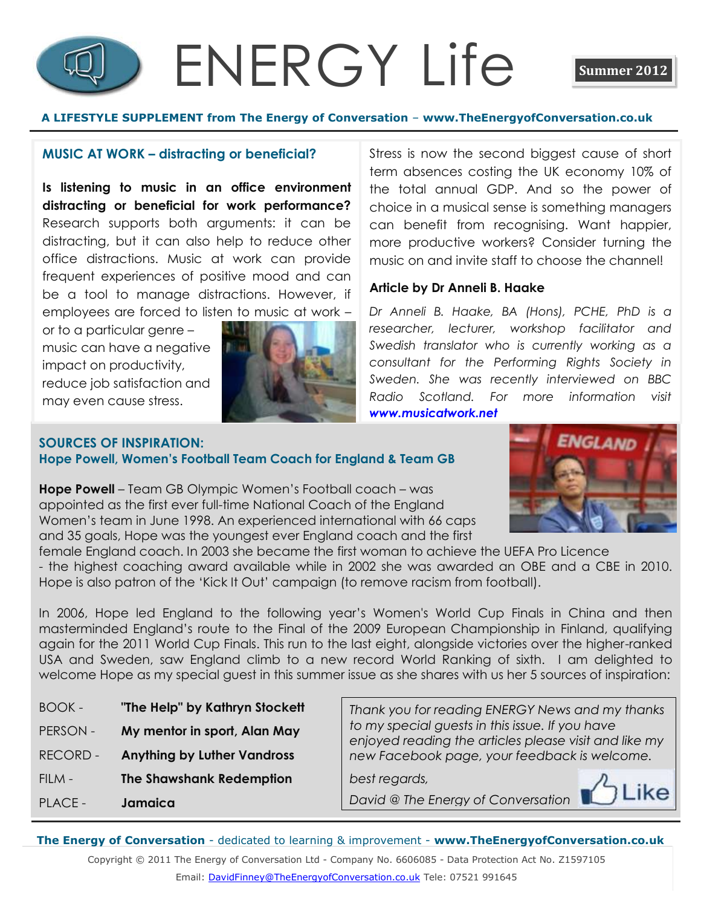# ENERGY Life

**Summer 2012**

**A LIFESTYLE SUPPLEMENT from The Energy of Conversation – www.TheEnergyofConversation.co.uk**

## MUSIC AT WORK – distracting or beneficial?

**Is listening to music in an office environment distracting or beneficial for work performance?** Research supports both arguments: it can be distracting, but it can also help to reduce other office distractions. Music at work can provide frequent experiences of positive mood and can be a tool to manage distractions. However, if employees are forced to listen to music at work – or to a particular genre – music can have a negative impact on productivity, reduce job satisfaction and may even cause stress.

Stress is now the second biggest cause of short term absences costing the UK economy 10% of the total annual GDP. And so the power of choice in a musical sense is something managers can benefit from recognising. Want happier, more productive workers? Consider turning the music on and invite staff to choose the channel!

### Article by Dr Anneli B. Haake

*Dr Anneli B. Haake, BA (Hons), PCHE, PhD is a researcher, lecturer, workshop facilitator and Swedish translator who is currently working as a consultant for the Performing Rights Society in Sweden. She was recently interviewed on BBC Radio Scotland. For more information visit **www.musicatwork.net***

## SOURCES OF INSPIRATION:
## Hope Powell, Women's Football Team Coach for England & Team GB

**Hope Powell** – Team GB Olympic Women's Football coach – was appointed as the first ever full-time National Coach of the England Women's team in June 1998. An experienced international with 66 caps and 35 goals, Hope was the youngest ever England coach and the first female England coach. In 2003 she became the first woman to achieve the UEFA Pro Licence - the highest coaching award available while in 2002 she was awarded an OBE and a CBE in 2010. Hope is also patron of the 'Kick It Out' campaign (to remove racism from football).

In 2006, Hope led England to the following year's Women's World Cup Finals in China and then masterminded England's route to the Final of the 2009 European Championship in Finland, qualifying again for the 2011 World Cup Finals. This run to the last eight, alongside victories over the higher-ranked USA and Sweden, saw England climb to a new record World Ranking of sixth. I am delighted to welcome Hope as my special guest in this summer issue as she shares with us her 5 sources of inspiration:

| | |
|---|---|
| BOOK - | **"The Help" by Kathryn Stockett** |
| PERSON - | **My mentor in sport, Alan May** |
| RECORD - | **Anything by Luther Vandross** |
| FILM - | **The Shawshank Redemption** |
| PLACE - | **Jamaica** |

*Thank you for reading ENERGY News and my thanks to my special guests in this issue. If you have enjoyed reading the articles please visit and like my new Facebook page, your feedback is welcome.*

*best regards,*

*David @ The Energy of Conversation*

Like

**The Energy of Conversation** - dedicated to learning & improvement - **www.TheEnergyofConversation.co.uk**

Copyright © 2011 The Energy of Conversation Ltd - Company No. 6606085 - Data Protection Act No. Z1597105

Email: DavidFinney@TheEnergyofConversation.co.uk Tele: 07521 991645